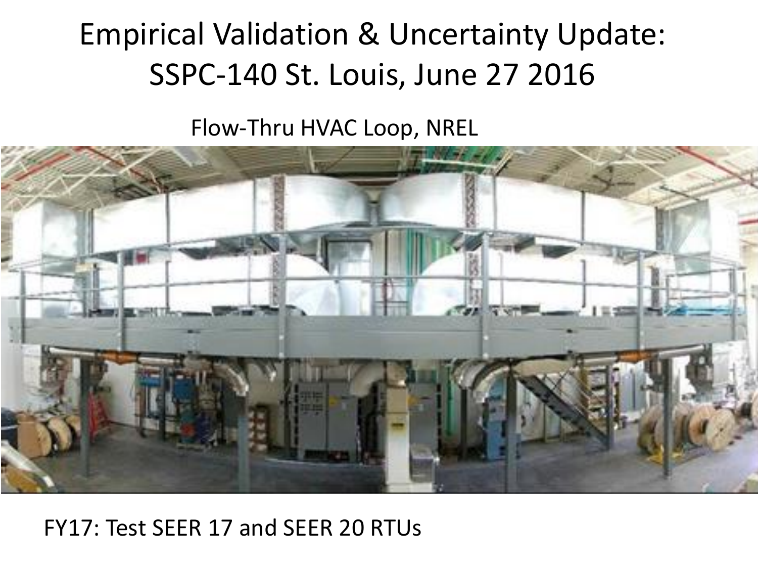# Empirical Validation & Uncertainty Update: SSPC-140 St. Louis, June 27 2016

Flow-Thru HVAC Loop, NREL

FY17: Test SEER 17 and SEER 20 RTUs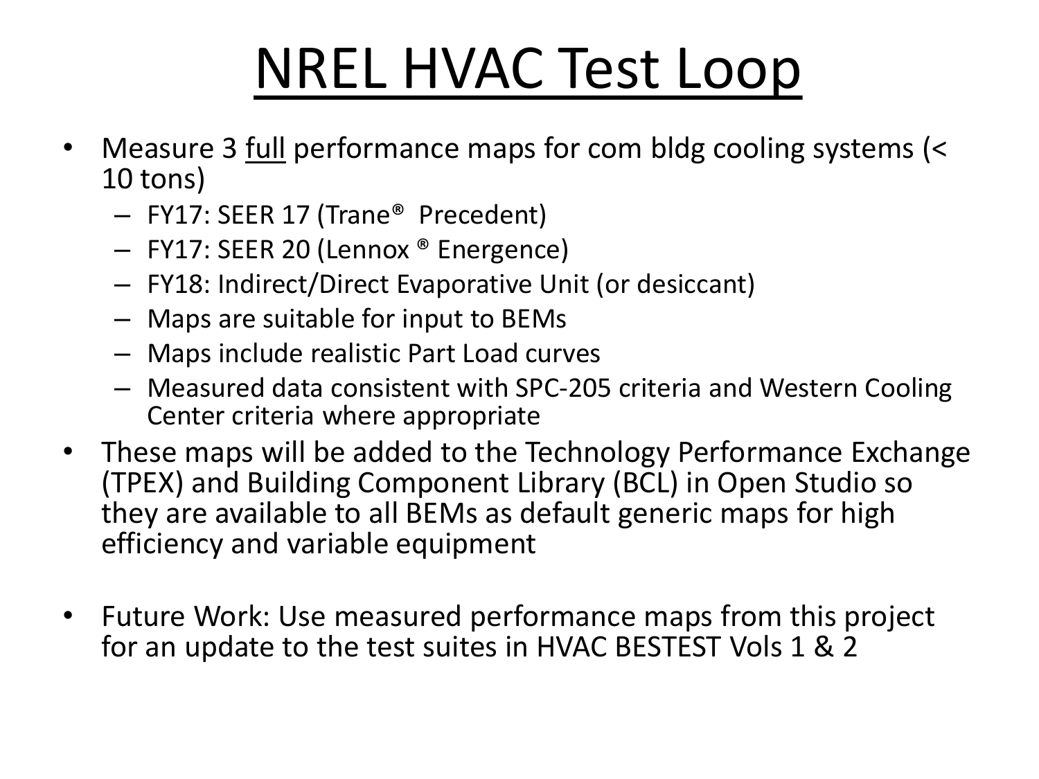# NREL HVAC Test Loop

- Measure 3 <u>full</u> performance maps for com bldg cooling systems (< 10 tons)
  - FY17: SEER 17 (Trane® Precedent)
  - FY17: SEER 20 (Lennox ® Energence)
  - FY18: Indirect/Direct Evaporative Unit (or desiccant)
  - Maps are suitable for input to BEMs
  - Maps include realistic Part Load curves
  - Measured data consistent with SPC-205 criteria and Western Cooling Center criteria where appropriate
- These maps will be added to the Technology Performance Exchange (TPEX) and Building Component Library (BCL) in Open Studio so they are available to all BEMs as default generic maps for high efficiency and variable equipment

- Future Work: Use measured performance maps from this project for an update to the test suites in HVAC BESTEST Vols 1 & 2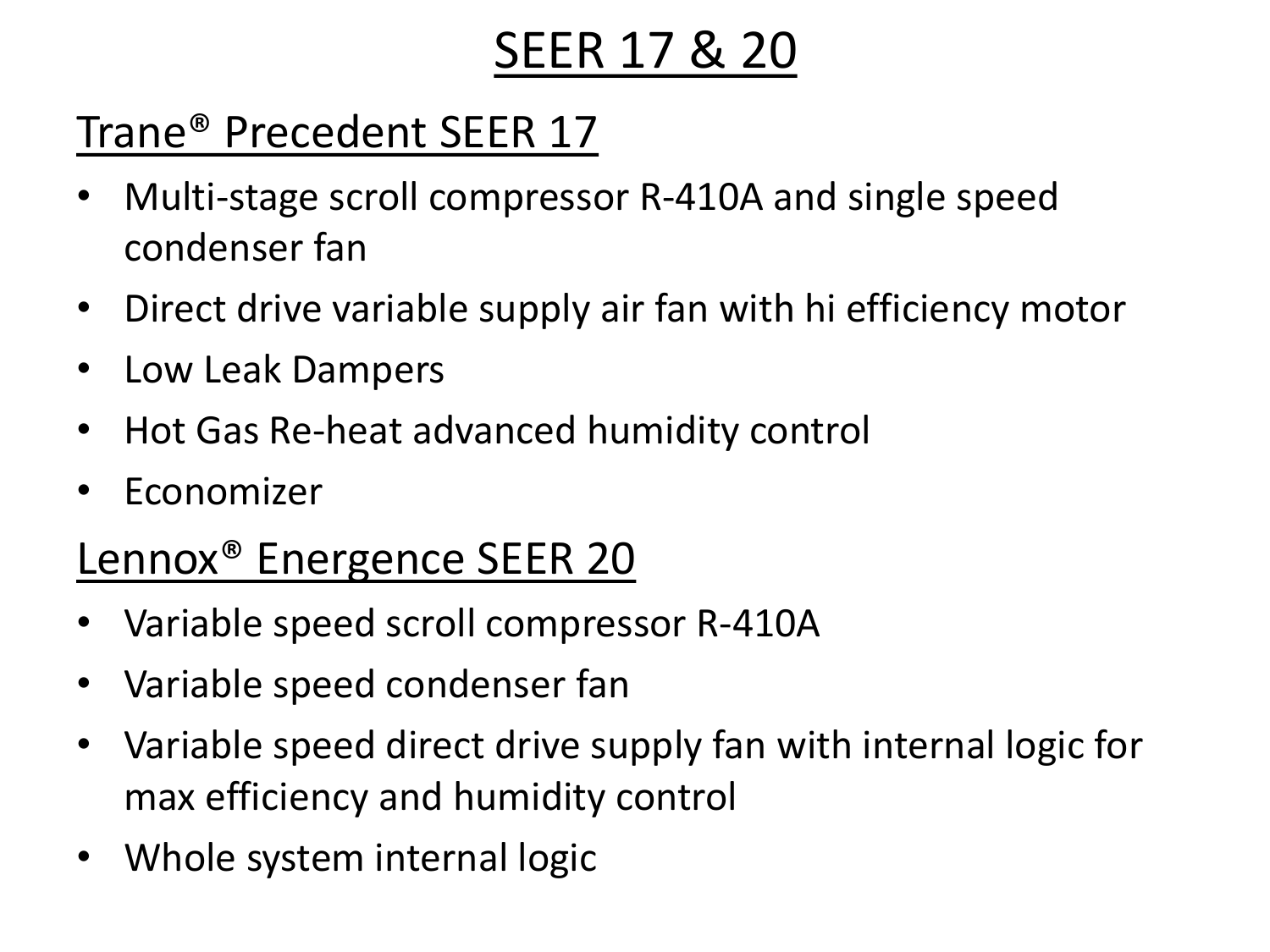# SEER 17 & 20

## Trane® Precedent SEER 17

- Multi-stage scroll compressor R-410A and single speed condenser fan
- Direct drive variable supply air fan with hi efficiency motor
- Low Leak Dampers
- Hot Gas Re-heat advanced humidity control
- Economizer

## Lennox® Energence SEER 20

- Variable speed scroll compressor R-410A
- Variable speed condenser fan
- Variable speed direct drive supply fan with internal logic for max efficiency and humidity control
- Whole system internal logic